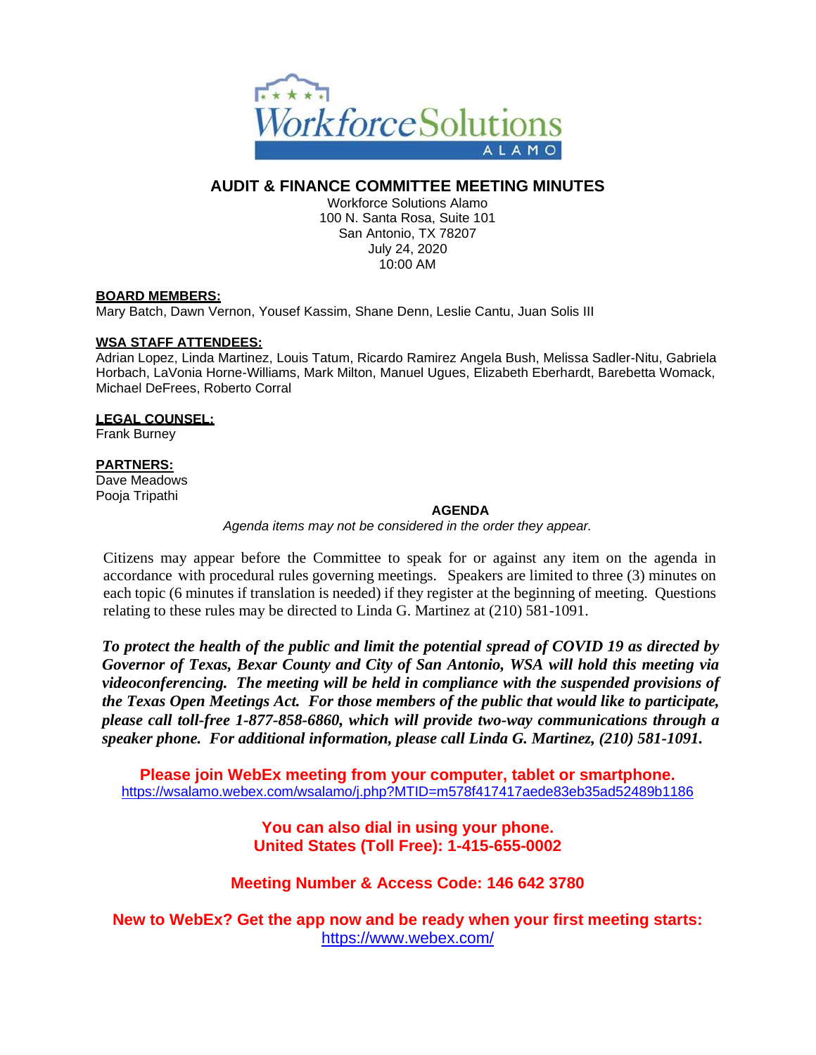# AUDIT & FINANCE COMMITTEE MEETING MINUTES

Workforce Solutions Alamo
100 N. Santa Rosa, Suite 101
San Antonio, TX 78207
July 24, 2020
10:00 AM

**BOARD MEMBERS:**
Mary Batch, Dawn Vernon, Yousef Kassim, Shane Denn, Leslie Cantu, Juan Solis III

**WSA STAFF ATTENDEES:**
Adrian Lopez, Linda Martinez, Louis Tatum, Ricardo Ramirez Angela Bush, Melissa Sadler-Nitu, Gabriela Horbach, LaVonia Horne-Williams, Mark Milton, Manuel Ugues, Elizabeth Eberhardt, Barebetta Womack, Michael DeFrees, Roberto Corral

**LEGAL COUNSEL:**
Frank Burney

**PARTNERS:**
Dave Meadows
Pooja Tripathi

**AGENDA**

*Agenda items may not be considered in the order they appear.*

Citizens may appear before the Committee to speak for or against any item on the agenda in accordance with procedural rules governing meetings. Speakers are limited to three (3) minutes on each topic (6 minutes if translation is needed) if they register at the beginning of meeting. Questions relating to these rules may be directed to Linda G. Martinez at (210) 581-1091.

***To protect the health of the public and limit the potential spread of COVID 19 as directed by Governor of Texas, Bexar County and City of San Antonio, WSA will hold this meeting via videoconferencing. The meeting will be held in compliance with the suspended provisions of the Texas Open Meetings Act. For those members of the public that would like to participate, please call toll-free 1-877-858-6860, which will provide two-way communications through a speaker phone. For additional information, please call Linda G. Martinez, (210) 581-1091.***

**Please join WebEx meeting from your computer, tablet or smartphone.**
https://wsalamo.webex.com/wsalamo/j.php?MTID=m578f417417aede83eb35ad52489b1186

**You can also dial in using your phone.**
**United States (Toll Free): 1-415-655-0002**

**Meeting Number & Access Code: 146 642 3780**

**New to WebEx? Get the app now and be ready when your first meeting starts:**
https://www.webex.com/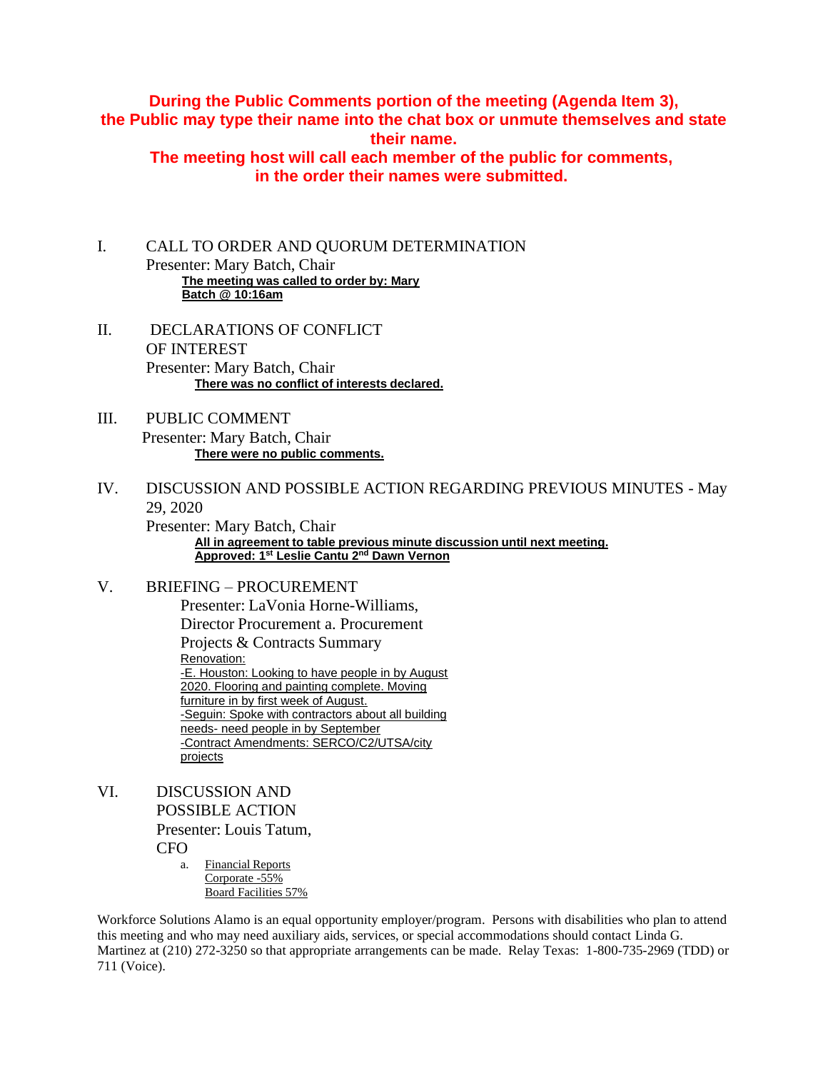**During the Public Comments portion of the meeting (Agenda Item 3), the Public may type their name into the chat box or unmute themselves and state their name.**
**The meeting host will call each member of the public for comments, in the order their names were submitted.**

I. CALL TO ORDER AND QUORUM DETERMINATION
Presenter: Mary Batch, Chair
**The meeting was called to order by: Mary Batch @ 10:16am**

II. DECLARATIONS OF CONFLICT OF INTEREST
Presenter: Mary Batch, Chair
**There was no conflict of interests declared.**

III. PUBLIC COMMENT
Presenter: Mary Batch, Chair
**There were no public comments.**

IV. DISCUSSION AND POSSIBLE ACTION REGARDING PREVIOUS MINUTES - May 29, 2020
Presenter: Mary Batch, Chair
**All in agreement to table previous minute discussion until next meeting.**
**Approved: 1st Leslie Cantu 2nd Dawn Vernon**

V. BRIEFING – PROCUREMENT
Presenter: LaVonia Horne-Williams, Director Procurement a. Procurement Projects & Contracts Summary
Renovation:
-E. Houston: Looking to have people in by August 2020. Flooring and painting complete. Moving furniture in by first week of August.
-Seguin: Spoke with contractors about all building needs- need people in by September
-Contract Amendments: SERCO/C2/UTSA/city projects

VI. DISCUSSION AND POSSIBLE ACTION
Presenter: Louis Tatum, CFO

a. Financial Reports
Corporate -55%
Board Facilities 57%

Workforce Solutions Alamo is an equal opportunity employer/program. Persons with disabilities who plan to attend this meeting and who may need auxiliary aids, services, or special accommodations should contact Linda G. Martinez at (210) 272-3250 so that appropriate arrangements can be made. Relay Texas: 1-800-735-2969 (TDD) or 711 (Voice).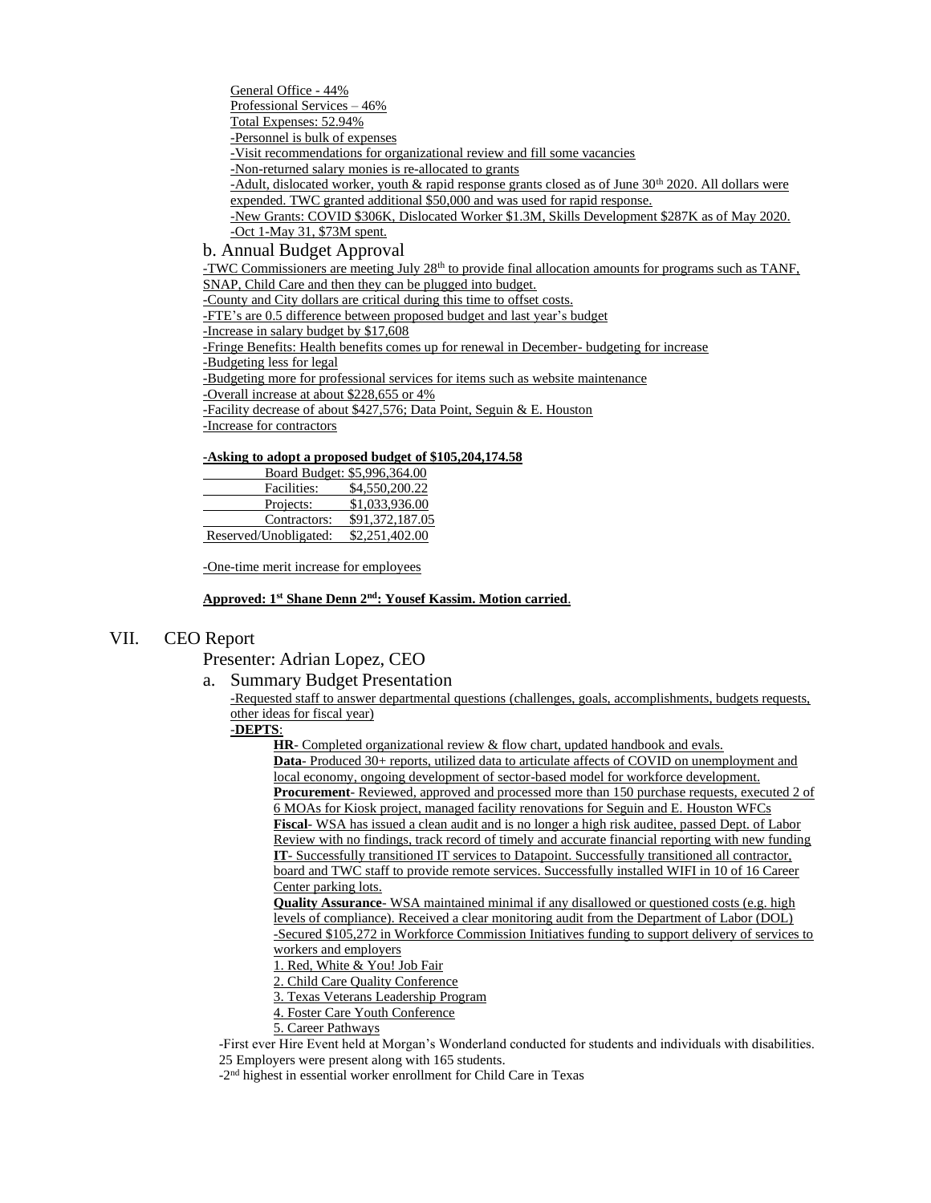General Office - 44%
Professional Services – 46%
Total Expenses: 52.94%
-Personnel is bulk of expenses
-Visit recommendations for organizational review and fill some vacancies
-Non-returned salary monies is re-allocated to grants
-Adult, dislocated worker, youth & rapid response grants closed as of June 30th 2020. All dollars were expended. TWC granted additional $50,000 and was used for rapid response.
-New Grants: COVID $306K, Dislocated Worker $1.3M, Skills Development $287K as of May 2020.
-Oct 1-May 31, $73M spent.

### b. Annual Budget Approval

-TWC Commissioners are meeting July 28th to provide final allocation amounts for programs such as TANF, SNAP, Child Care and then they can be plugged into budget.
-County and City dollars are critical during this time to offset costs.
-FTE's are 0.5 difference between proposed budget and last year's budget
-Increase in salary budget by $17,608
-Fringe Benefits: Health benefits comes up for renewal in December- budgeting for increase
-Budgeting less for legal
-Budgeting more for professional services for items such as website maintenance
-Overall increase at about $228,655 or 4%
-Facility decrease of about $427,576; Data Point, Seguin & E. Houston
-Increase for contractors

**-Asking to adopt a proposed budget of $105,204,174.58**

| | |
|---|---|
| Board Budget: | $5,996,364.00 |
| Facilities: | $4,550,200.22 |
| Projects: | $1,033,936.00 |
| Contractors: | $91,372,187.05 |
| Reserved/Unobligated: | $2,251,402.00 |

-One-time merit increase for employees

**Approved: 1st Shane Denn 2nd: Yousef Kassim. Motion carried**.

## VII. CEO Report

Presenter: Adrian Lopez, CEO

### a. Summary Budget Presentation

-Requested staff to answer departmental questions (challenges, goals, accomplishments, budgets requests, other ideas for fiscal year)

**-DEPTS**:

**HR**- Completed organizational review & flow chart, updated handbook and evals.
**Data**- Produced 30+ reports, utilized data to articulate affects of COVID on unemployment and local economy, ongoing development of sector-based model for workforce development.
**Procurement**- Reviewed, approved and processed more than 150 purchase requests, executed 2 of 6 MOAs for Kiosk project, managed facility renovations for Seguin and E. Houston WFCs
**Fiscal**- WSA has issued a clean audit and is no longer a high risk auditee, passed Dept. of Labor Review with no findings, track record of timely and accurate financial reporting with new funding
**IT**- Successfully transitioned IT services to Datapoint. Successfully transitioned all contractor, board and TWC staff to provide remote services. Successfully installed WIFI in 10 of 16 Career Center parking lots.
**Quality Assurance**- WSA maintained minimal if any disallowed or questioned costs (e.g. high levels of compliance). Received a clear monitoring audit from the Department of Labor (DOL)
-Secured $105,272 in Workforce Commission Initiatives funding to support delivery of services to workers and employers

1. Red, White & You! Job Fair
2. Child Care Quality Conference
3. Texas Veterans Leadership Program
4. Foster Care Youth Conference
5. Career Pathways

-First ever Hire Event held at Morgan's Wonderland conducted for students and individuals with disabilities. 25 Employers were present along with 165 students.
-2nd highest in essential worker enrollment for Child Care in Texas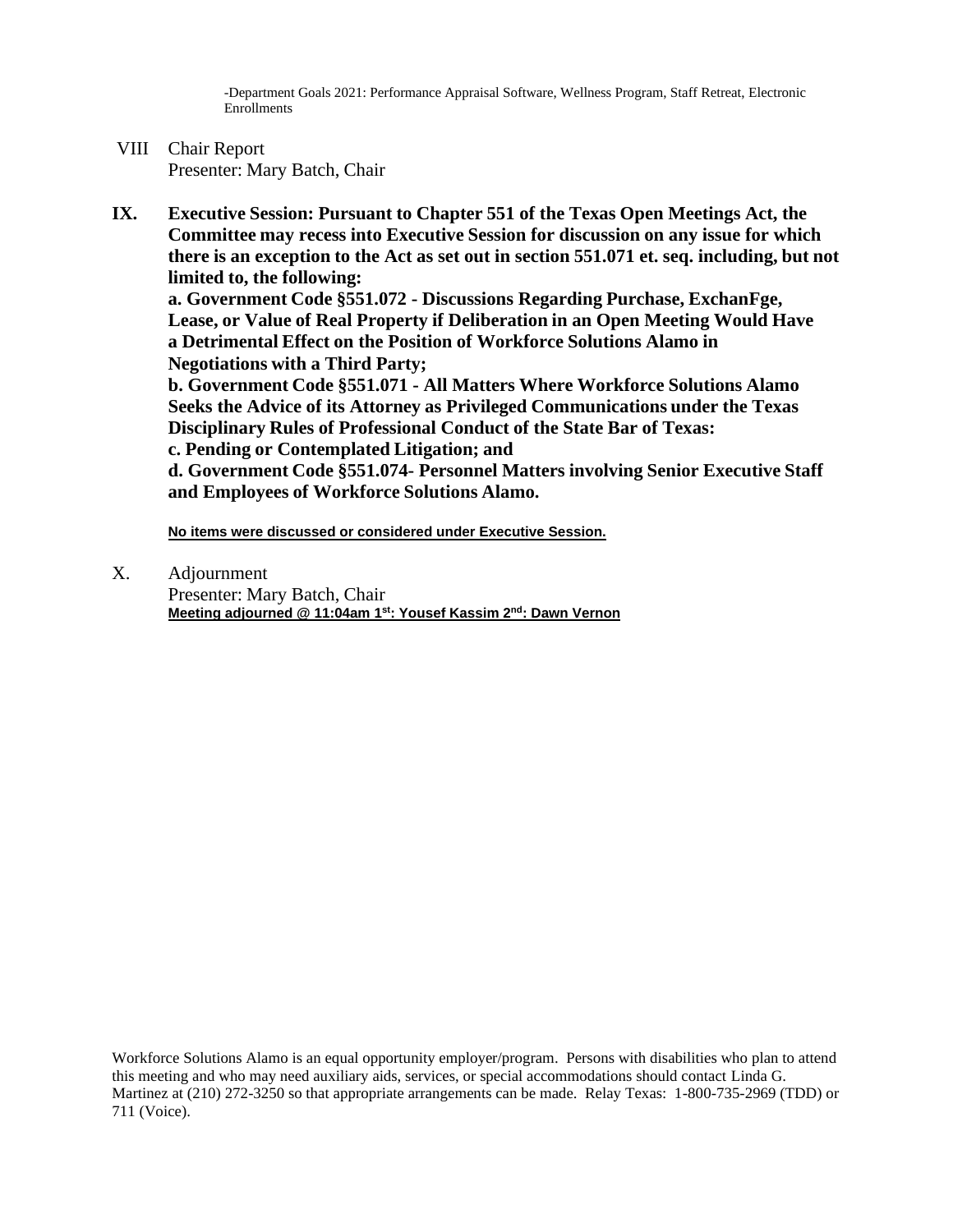-Department Goals 2021: Performance Appraisal Software, Wellness Program, Staff Retreat, Electronic Enrollments

VIII Chair Report
Presenter: Mary Batch, Chair

**IX. Executive Session: Pursuant to Chapter 551 of the Texas Open Meetings Act, the Committee may recess into Executive Session for discussion on any issue for which there is an exception to the Act as set out in section 551.071 et. seq. including, but not limited to, the following:**
**a. Government Code §551.072 - Discussions Regarding Purchase, ExchanFge, Lease, or Value of Real Property if Deliberation in an Open Meeting Would Have a Detrimental Effect on the Position of Workforce Solutions Alamo in Negotiations with a Third Party;**
**b. Government Code §551.071 - All Matters Where Workforce Solutions Alamo Seeks the Advice of its Attorney as Privileged Communications under the Texas Disciplinary Rules of Professional Conduct of the State Bar of Texas:**
**c. Pending or Contemplated Litigation; and**
**d. Government Code §551.074- Personnel Matters involving Senior Executive Staff and Employees of Workforce Solutions Alamo.**

**No items were discussed or considered under Executive Session.**

X. Adjournment
Presenter: Mary Batch, Chair
**Meeting adjourned @ 11:04am 1st: Yousef Kassim 2nd: Dawn Vernon**

Workforce Solutions Alamo is an equal opportunity employer/program. Persons with disabilities who plan to attend this meeting and who may need auxiliary aids, services, or special accommodations should contact Linda G. Martinez at (210) 272-3250 so that appropriate arrangements can be made. Relay Texas: 1-800-735-2969 (TDD) or 711 (Voice).